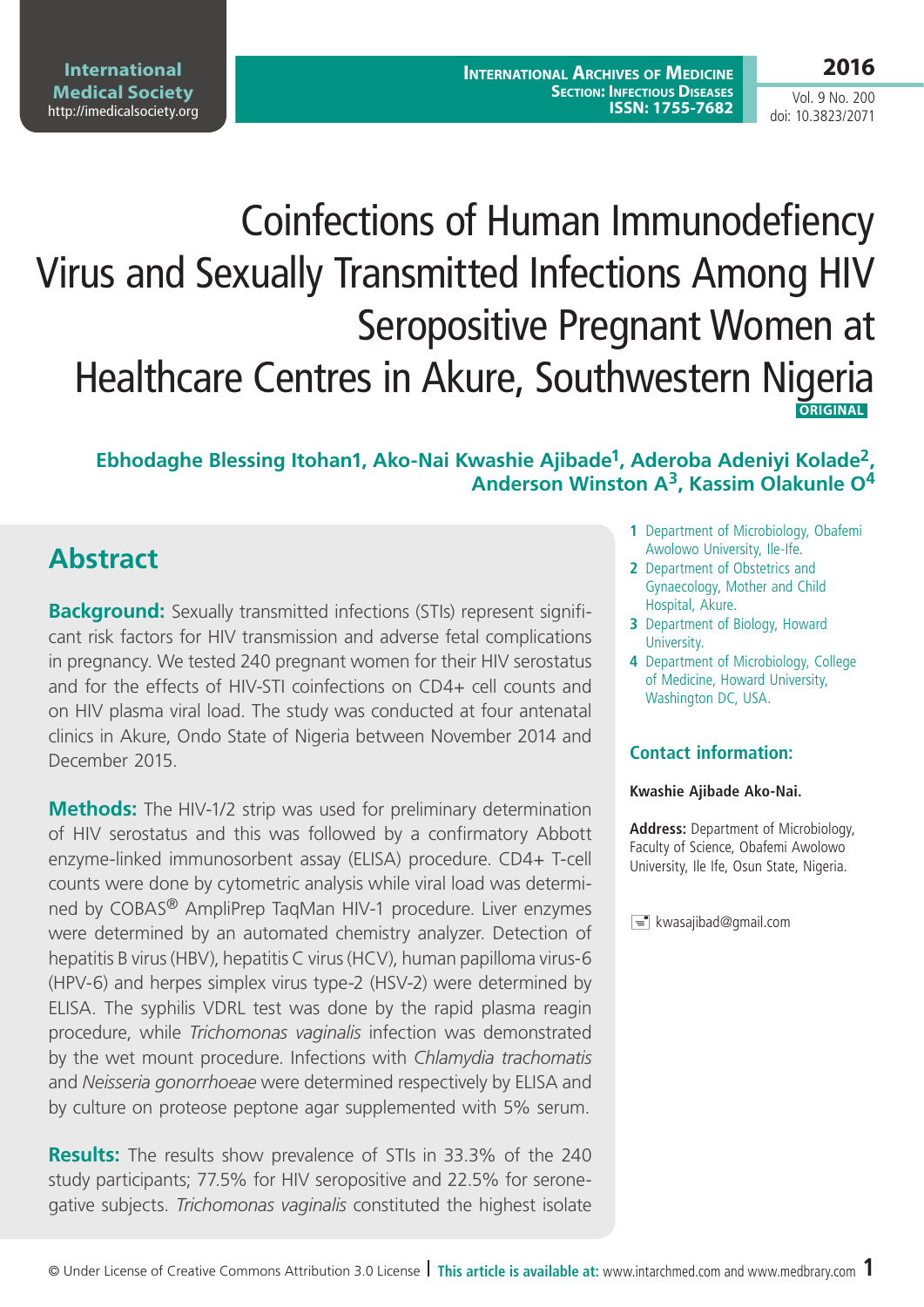# Coinfections of Human Immunodefiency Virus and Sexually Transmitted Infections Among HIV Seropositive Pregnant Women at Healthcare Centres in Akure, Southwestern Nigeria

**ORIGINAL**

**Ebhodaghe Blessing Itohan1, Ako-Nai Kwashie Ajibade[1], Aderoba Adeniyi Kolade[2], Anderson Winston A[3], Kassim Olakunle O[4]**

1 Department of Microbiology, Obafemi Awolowo University, Ile-Ife.
2 Department of Obstetrics and Gynaecology, Mother and Child Hospital, Akure.
3 Department of Biology, Howard University.
4 Department of Microbiology, College of Medicine, Howard University, Washington DC, USA.

### Contact information:

**Kwashie Ajibade Ako-Nai.**

**Address:** Department of Microbiology, Faculty of Science, Obafemi Awolowo University, Ile Ife, Osun State, Nigeria.

kwasajibad@gmail.com

## Abstract

**Background:** Sexually transmitted infections (STIs) represent significant risk factors for HIV transmission and adverse fetal complications in pregnancy. We tested 240 pregnant women for their HIV serostatus and for the effects of HIV-STI coinfections on CD4+ cell counts and on HIV plasma viral load. The study was conducted at four antenatal clinics in Akure, Ondo State of Nigeria between November 2014 and December 2015.

**Methods:** The HIV-1/2 strip was used for preliminary determination of HIV serostatus and this was followed by a confirmatory Abbott enzyme-linked immunosorbent assay (ELISA) procedure. CD4+ T-cell counts were done by cytometric analysis while viral load was determined by COBAS® AmpliPrep TaqMan HIV-1 procedure. Liver enzymes were determined by an automated chemistry analyzer. Detection of hepatitis B virus (HBV), hepatitis C virus (HCV), human papilloma virus-6 (HPV-6) and herpes simplex virus type-2 (HSV-2) were determined by ELISA. The syphilis VDRL test was done by the rapid plasma reagin procedure, while *Trichomonas vaginalis* infection was demonstrated by the wet mount procedure. Infections with *Chlamydia trachomatis* and *Neisseria gonorrhoeae* were determined respectively by ELISA and by culture on proteose peptone agar supplemented with 5% serum.

**Results:** The results show prevalence of STIs in 33.3% of the 240 study participants; 77.5% for HIV seropositive and 22.5% for seronegative subjects. *Trichomonas vaginalis* constituted the highest isolate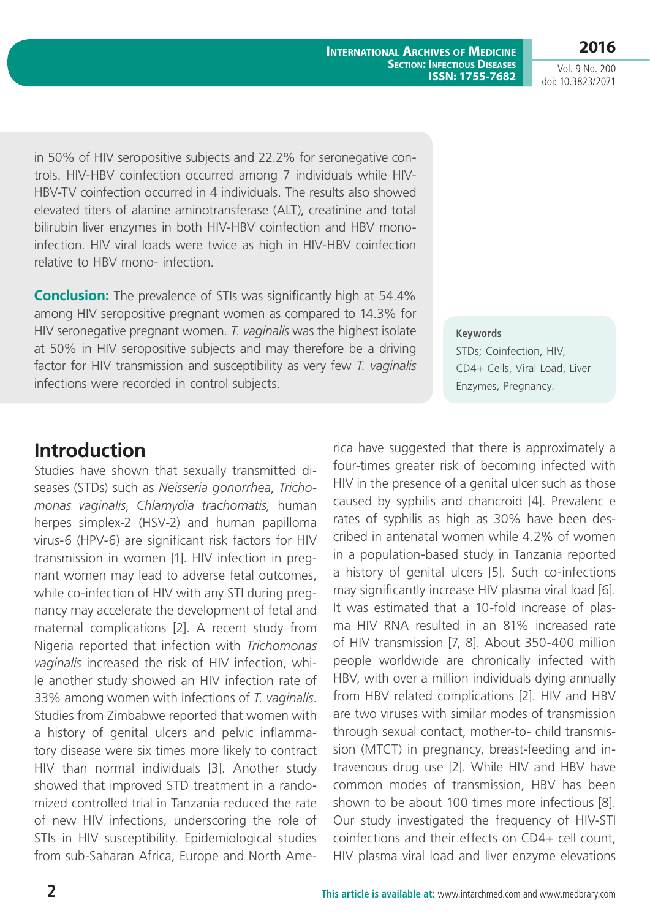in 50% of HIV seropositive subjects and 22.2% for seronegative controls. HIV-HBV coinfection occurred among 7 individuals while HIV-HBV-TV coinfection occurred in 4 individuals. The results also showed elevated titers of alanine aminotransferase (ALT), creatinine and total bilirubin liver enzymes in both HIV-HBV coinfection and HBV mono-infection. HIV viral loads were twice as high in HIV-HBV coinfection relative to HBV mono- infection.

**Conclusion:** The prevalence of STIs was significantly high at 54.4% among HIV seropositive pregnant women as compared to 14.3% for HIV seronegative pregnant women. *T. vaginalis* was the highest isolate at 50% in HIV seropositive subjects and may therefore be a driving factor for HIV transmission and susceptibility as very few *T. vaginalis* infections were recorded in control subjects.

**Keywords**

STDs; Coinfection, HIV, CD4+ Cells, Viral Load, Liver Enzymes, Pregnancy.

## Introduction

Studies have shown that sexually transmitted diseases (STDs) such as *Neisseria gonorrhea*, *Trichomonas vaginalis*, *Chlamydia trachomatis,* human herpes simplex-2 (HSV-2) and human papilloma virus-6 (HPV-6) are significant risk factors for HIV transmission in women [1]. HIV infection in pregnant women may lead to adverse fetal outcomes, while co-infection of HIV with any STI during pregnancy may accelerate the development of fetal and maternal complications [2]. A recent study from Nigeria reported that infection with *Trichomonas vaginalis* increased the risk of HIV infection, while another study showed an HIV infection rate of 33% among women with infections of *T. vaginalis*. Studies from Zimbabwe reported that women with a history of genital ulcers and pelvic inflammatory disease were six times more likely to contract HIV than normal individuals [3]. Another study showed that improved STD treatment in a randomized controlled trial in Tanzania reduced the rate of new HIV infections, underscoring the role of STIs in HIV susceptibility. Epidemiological studies from sub-Saharan Africa, Europe and North America have suggested that there is approximately a four-times greater risk of becoming infected with HIV in the presence of a genital ulcer such as those caused by syphilis and chancroid [4]. Prevalenc e rates of syphilis as high as 30% have been described in antenatal women while 4.2% of women in a population-based study in Tanzania reported a history of genital ulcers [5]. Such co-infections may significantly increase HIV plasma viral load [6]. It was estimated that a 10-fold increase of plasma HIV RNA resulted in an 81% increased rate of HIV transmission [7, 8]. About 350-400 million people worldwide are chronically infected with HBV, with over a million individuals dying annually from HBV related complications [2]. HIV and HBV are two viruses with similar modes of transmission through sexual contact, mother-to- child transmission (MTCT) in pregnancy, breast-feeding and intravenous drug use [2]. While HIV and HBV have common modes of transmission, HBV has been shown to be about 100 times more infectious [8]. Our study investigated the frequency of HIV-STI coinfections and their effects on CD4+ cell count, HIV plasma viral load and liver enzyme elevations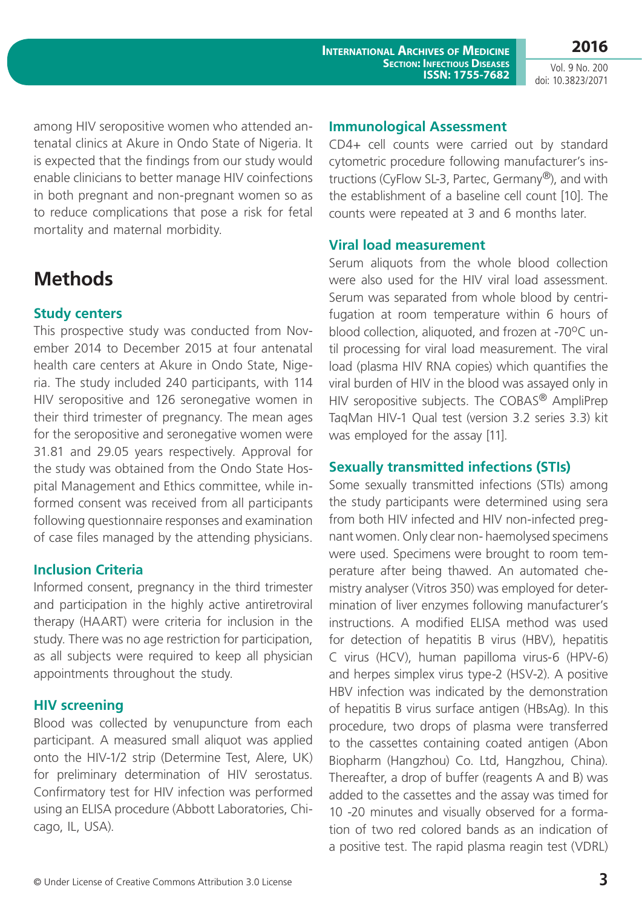among HIV seropositive women who attended antenatal clinics at Akure in Ondo State of Nigeria. It is expected that the findings from our study would enable clinicians to better manage HIV coinfections in both pregnant and non-pregnant women so as to reduce complications that pose a risk for fetal mortality and maternal morbidity.

# Methods

### Study centers

This prospective study was conducted from November 2014 to December 2015 at four antenatal health care centers at Akure in Ondo State, Nigeria. The study included 240 participants, with 114 HIV seropositive and 126 seronegative women in their third trimester of pregnancy. The mean ages for the seropositive and seronegative women were 31.81 and 29.05 years respectively. Approval for the study was obtained from the Ondo State Hospital Management and Ethics committee, while informed consent was received from all participants following questionnaire responses and examination of case files managed by the attending physicians.

### Inclusion Criteria

Informed consent, pregnancy in the third trimester and participation in the highly active antiretroviral therapy (HAART) were criteria for inclusion in the study. There was no age restriction for participation, as all subjects were required to keep all physician appointments throughout the study.

### HIV screening

Blood was collected by venupuncture from each participant. A measured small aliquot was applied onto the HIV-1/2 strip (Determine Test, Alere, UK) for preliminary determination of HIV serostatus. Confirmatory test for HIV infection was performed using an ELISA procedure (Abbott Laboratories, Chicago, IL, USA).

### Immunological Assessment

CD4+ cell counts were carried out by standard cytometric procedure following manufacturer's instructions (CyFlow SL-3, Partec, Germany®), and with the establishment of a baseline cell count [10]. The counts were repeated at 3 and 6 months later.

### Viral load measurement

Serum aliquots from the whole blood collection were also used for the HIV viral load assessment. Serum was separated from whole blood by centrifugation at room temperature within 6 hours of blood collection, aliquoted, and frozen at -70ºC until processing for viral load measurement. The viral load (plasma HIV RNA copies) which quantifies the viral burden of HIV in the blood was assayed only in HIV seropositive subjects. The COBAS® AmpliPrep TaqMan HIV-1 Qual test (version 3.2 series 3.3) kit was employed for the assay [11].

### Sexually transmitted infections (STIs)

Some sexually transmitted infections (STIs) among the study participants were determined using sera from both HIV infected and HIV non-infected pregnant women. Only clear non- haemolysed specimens were used. Specimens were brought to room temperature after being thawed. An automated chemistry analyser (Vitros 350) was employed for determination of liver enzymes following manufacturer's instructions. A modified ELISA method was used for detection of hepatitis B virus (HBV), hepatitis C virus (HCV), human papilloma virus-6 (HPV-6) and herpes simplex virus type-2 (HSV-2). A positive HBV infection was indicated by the demonstration of hepatitis B virus surface antigen (HBsAg). In this procedure, two drops of plasma were transferred to the cassettes containing coated antigen (Abon Biopharm (Hangzhou) Co. Ltd, Hangzhou, China). Thereafter, a drop of buffer (reagents A and B) was added to the cassettes and the assay was timed for 10 -20 minutes and visually observed for a formation of two red colored bands as an indication of a positive test. The rapid plasma reagin test (VDRL)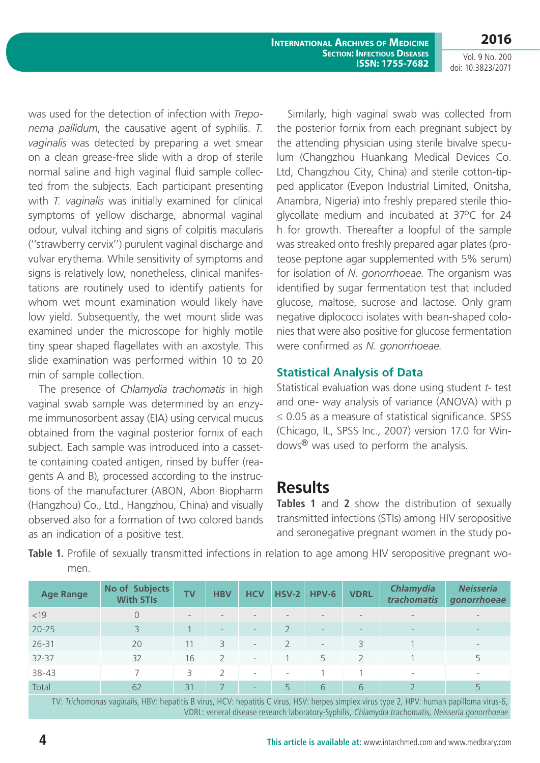was used for the detection of infection with *Treponema pallidum*, the causative agent of syphilis. *T. vaginalis* was detected by preparing a wet smear on a clean grease-free slide with a drop of sterile normal saline and high vaginal fluid sample collected from the subjects. Each participant presenting with *T. vaginalis* was initially examined for clinical symptoms of yellow discharge, abnormal vaginal odour, vulval itching and signs of colpitis macularis (''strawberry cervix'') purulent vaginal discharge and vulvar erythema. While sensitivity of symptoms and signs is relatively low, nonetheless, clinical manifestations are routinely used to identify patients for whom wet mount examination would likely have low yield. Subsequently, the wet mount slide was examined under the microscope for highly motile tiny spear shaped flagellates with an axostyle. This slide examination was performed within 10 to 20 min of sample collection.

The presence of *Chlamydia trachomatis* in high vaginal swab sample was determined by an enzyme immunosorbent assay (EIA) using cervical mucus obtained from the vaginal posterior fornix of each subject. Each sample was introduced into a cassette containing coated antigen, rinsed by buffer (reagents A and B), processed according to the instructions of the manufacturer (ABON, Abon Biopharm (Hangzhou) Co., Ltd., Hangzhou, China) and visually observed also for a formation of two colored bands as an indication of a positive test.

Similarly, high vaginal swab was collected from the posterior fornix from each pregnant subject by the attending physician using sterile bivalve speculum (Changzhou Huankang Medical Devices Co. Ltd, Changzhou City, China) and sterile cotton-tipped applicator (Evepon Industrial Limited, Onitsha, Anambra, Nigeria) into freshly prepared sterile thioglycollate medium and incubated at 37ºC for 24 h for growth. Thereafter a loopful of the sample was streaked onto freshly prepared agar plates (proteose peptone agar supplemented with 5% serum) for isolation of *N. gonorrhoeae*. The organism was identified by sugar fermentation test that included glucose, maltose, sucrose and lactose. Only gram negative diplococci isolates with bean-shaped colonies that were also positive for glucose fermentation were confirmed as *N. gonorrhoeae*.

### Statistical Analysis of Data

Statistical evaluation was done using student *t*- test and one- way analysis of variance (ANOVA) with $p \leq 0.05$ as a measure of statistical significance. SPSS (Chicago, IL, SPSS Inc., 2007) version 17.0 for Windows® was used to perform the analysis.

## Results

**Tables 1** and **2** show the distribution of sexually transmitted infections (STIs) among HIV seropositive and seronegative pregnant women in the study po-

**Table 1.** Profile of sexually transmitted infections in relation to age among HIV seropositive pregnant women.

| Age Range | No of Subjects With STIs | TV | HBV | HCV | HSV-2 | HPV-6 | VDRL | *Chlamydia trachomatis* | *Neisseria gonorrhoeae* |
|---|---|---|---|---|---|---|---|---|---|
| <19 | 0 | - | - | - | - | - | - | - | - |
| 20-25 | 3 | 1 | - | - | 2 | - | - | - | - |
| 26-31 | 20 | 11 | 3 | - | 2 | - | 3 | 1 | - |
| 32-37 | 32 | 16 | 2 | - | 1 | 5 | 2 | 1 | 5 |
| 38-43 | 7 | 3 | 2 | - | - | 1 | 1 | - | - |
| Total | 62 | 31 | 7 | - | 5 | 6 | 6 | 2 | 5 |

TV: *Trichomonas vaginalis*, HBV: hepatitis B virus, HCV: hepatitis C virus, HSV: herpes simplex virus type 2, HPV: human papilloma virus-6, VDRL: veneral disease research laboratory-Syphilis, *Chlamydia trachomatis, Neisseria gonorrhoeae*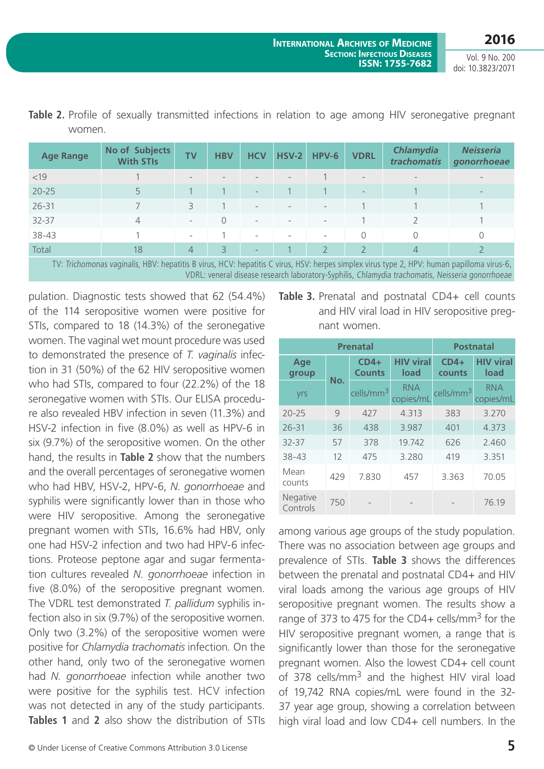**Table 2.** Profile of sexually transmitted infections in relation to age among HIV seronegative pregnant women.

| Age Range | No of Subjects With STIs | TV | HBV | HCV | HSV-2 | HPV-6 | VDRL | *Chlamydia trachomatis* | *Neisseria gonorrhoeae* |
|---|---|---|---|---|---|---|---|---|---|
| <19 | 1 | - | - | - | - | 1 | - | - | - |
| 20-25 | 5 | 1 | 1 | - | 1 | 1 | - | 1 | - |
| 26-31 | 7 | 3 | 1 | - | - | - | 1 | 1 | 1 |
| 32-37 | 4 | - | 0 | - | - | - | 1 | 2 | 1 |
| 38-43 | 1 | - | 1 | - | - | - | 0 | 0 | 0 |
| Total | 18 | 4 | 3 | - | 1 | 2 | 2 | 4 | 2 |

TV: *Trichomonas vaginalis*, HBV: hepatitis B virus, HCV: hepatitis C virus, HSV: herpes simplex virus type 2, HPV: human papilloma virus-6, VDRL: veneral disease research laboratory-Syphilis, *Chlamydia trachomatis, Neisseria gonorrhoeae*

pulation. Diagnostic tests showed that 62 (54.4%) of the 114 seropositive women were positive for STIs, compared to 18 (14.3%) of the seronegative women. The vaginal wet mount procedure was used to demonstrated the presence of *T. vaginalis* infection in 31 (50%) of the 62 HIV seropositive women who had STIs, compared to four (22.2%) of the 18 seronegative women with STIs. Our ELISA procedure also revealed HBV infection in seven (11.3%) and HSV-2 infection in five (8.0%) as well as HPV-6 in six (9.7%) of the seropositive women. On the other hand, the results in **Table 2** show that the numbers and the overall percentages of seronegative women who had HBV, HSV-2, HPV-6, *N. gonorrhoeae* and syphilis were significantly lower than in those who were HIV seropositive. Among the seronegative pregnant women with STIs, 16.6% had HBV, only one had HSV-2 infection and two had HPV-6 infections. Proteose peptone agar and sugar fermentation cultures revealed *N. gonorrhoeae* infection in five (8.0%) of the seropositive pregnant women. The VDRL test demonstrated *T. pallidum* syphilis infection also in six (9.7%) of the seropositive women. Only two (3.2%) of the seropositive women were positive for *Chlamydia trachomatis* infection. On the other hand, only two of the seronegative women had *N. gonorrhoeae* infection while another two were positive for the syphilis test. HCV infection was not detected in any of the study participants. **Tables 1** and **2** also show the distribution of STIs among various age groups of the study population. There was no association between age groups and prevalence of STIs. **Table 3** shows the differences between the prenatal and postnatal CD4+ and HIV viral loads among the various age groups of HIV seropositive pregnant women. The results show a range of 373 to 475 for the CD4+ cells/mm$^3$ for the HIV seropositive pregnant women, a range that is significantly lower than those for the seronegative pregnant women. Also the lowest CD4+ cell count of 378 cells/mm$^3$ and the highest HIV viral load of 19,742 RNA copies/mL were found in the 32-37 year age group, showing a correlation between high viral load and low CD4+ cell numbers. In the

**Table 3.** Prenatal and postnatal CD4+ cell counts and HIV viral load in HIV seropositive pregnant women.

| | | Prenatal | | Postnatal | |
|---|---|---|---|---|---|
| Age group | No. | CD4+ Counts | HIV viral load | CD4+ counts | HIV viral load |
| yrs | | cells/mm$^3$ | RNA copies/mL | cells/mm$^3$ | RNA copies/mL |
| 20-25 | 9 | 427 | 4.313 | 383 | 3.270 |
| 26-31 | 36 | 438 | 3.987 | 401 | 4.373 |
| 32-37 | 57 | 378 | 19.742 | 626 | 2.460 |
| 38-43 | 12 | 475 | 3.280 | 419 | 3.351 |
| Mean counts | 429 | 7.830 | 457 | 3.363 | 70.05 |
| Negative Controls | 750 | - | - | - | 76.19 |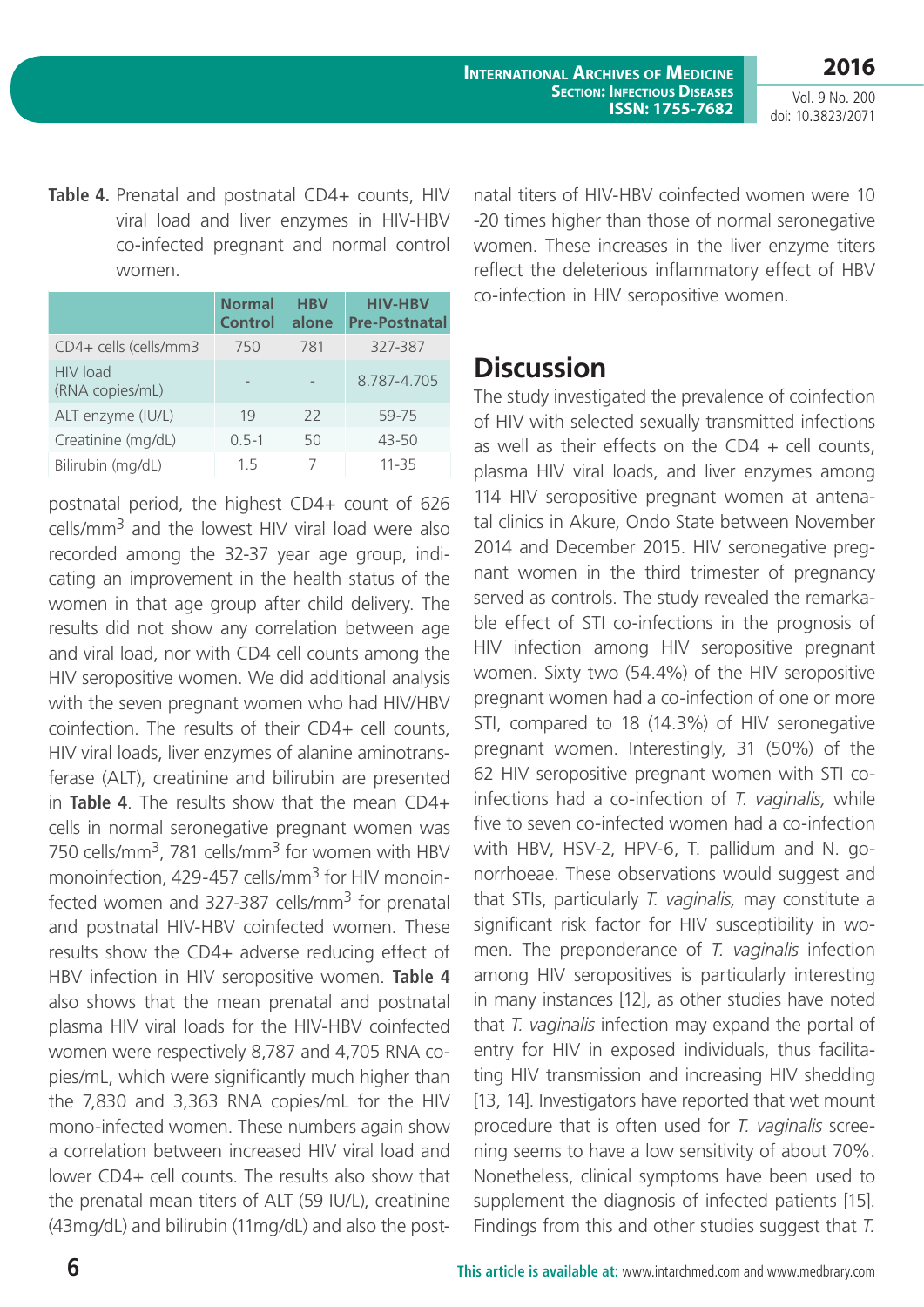**Table 4.** Prenatal and postnatal CD4+ counts, HIV viral load and liver enzymes in HIV-HBV co-infected pregnant and normal control women.

| | Normal Control | HBV alone | HIV-HBV Pre-Postnatal |
|---|---|---|---|
| CD4+ cells (cells/mm3 | 750 | 781 | 327-387 |
| HIV load (RNA copies/mL) | - | - | 8.787-4.705 |
| ALT enzyme (IU/L) | 19 | 22 | 59-75 |
| Creatinine (mg/dL) | 0.5-1 | 50 | 43-50 |
| Bilirubin (mg/dL) | 1.5 | 7 | 11-35 |

postnatal period, the highest CD4+ count of 626 cells/mm$^3$ and the lowest HIV viral load were also recorded among the 32-37 year age group, indicating an improvement in the health status of the women in that age group after child delivery. The results did not show any correlation between age and viral load, nor with CD4 cell counts among the HIV seropositive women. We did additional analysis with the seven pregnant women who had HIV/HBV coinfection. The results of their CD4+ cell counts, HIV viral loads, liver enzymes of alanine aminotransferase (ALT), creatinine and bilirubin are presented in **Table 4**. The results show that the mean CD4+ cells in normal seronegative pregnant women was 750 cells/mm$^3$, 781 cells/mm$^3$ for women with HBV monoinfection, 429-457 cells/mm$^3$ for HIV monoinfected women and 327-387 cells/mm$^3$ for prenatal and postnatal HIV-HBV coinfected women. These results show the CD4+ adverse reducing effect of HBV infection in HIV seropositive women. **Table 4** also shows that the mean prenatal and postnatal plasma HIV viral loads for the HIV-HBV coinfected women were respectively 8,787 and 4,705 RNA copies/mL, which were significantly much higher than the 7,830 and 3,363 RNA copies/mL for the HIV mono-infected women. These numbers again show a correlation between increased HIV viral load and lower CD4+ cell counts. The results also show that the prenatal mean titers of ALT (59 IU/L), creatinine (43mg/dL) and bilirubin (11mg/dL) and also the postnatal titers of HIV-HBV coinfected women were 10 -20 times higher than those of normal seronegative women. These increases in the liver enzyme titers reflect the deleterious inflammatory effect of HBV co-infection in HIV seropositive women.

## Discussion

The study investigated the prevalence of coinfection of HIV with selected sexually transmitted infections as well as their effects on the CD4 + cell counts, plasma HIV viral loads, and liver enzymes among 114 HIV seropositive pregnant women at antenatal clinics in Akure, Ondo State between November 2014 and December 2015. HIV seronegative pregnant women in the third trimester of pregnancy served as controls. The study revealed the remarkable effect of STI co-infections in the prognosis of HIV infection among HIV seropositive pregnant women. Sixty two (54.4%) of the HIV seropositive pregnant women had a co-infection of one or more STI, compared to 18 (14.3%) of HIV seronegative pregnant women. Interestingly, 31 (50%) of the 62 HIV seropositive pregnant women with STI co-infections had a co-infection of *T. vaginalis,* while five to seven co-infected women had a co-infection with HBV, HSV-2, HPV-6, T. pallidum and N. gonorrhoeae. These observations would suggest and that STIs, particularly *T. vaginalis,* may constitute a significant risk factor for HIV susceptibility in women. The preponderance of *T. vaginalis* infection among HIV seropositives is particularly interesting in many instances [12], as other studies have noted that *T. vaginalis* infection may expand the portal of entry for HIV in exposed individuals, thus facilitating HIV transmission and increasing HIV shedding [13, 14]. Investigators have reported that wet mount procedure that is often used for *T. vaginalis* screening seems to have a low sensitivity of about 70%. Nonetheless, clinical symptoms have been used to supplement the diagnosis of infected patients [15]. Findings from this and other studies suggest that *T.*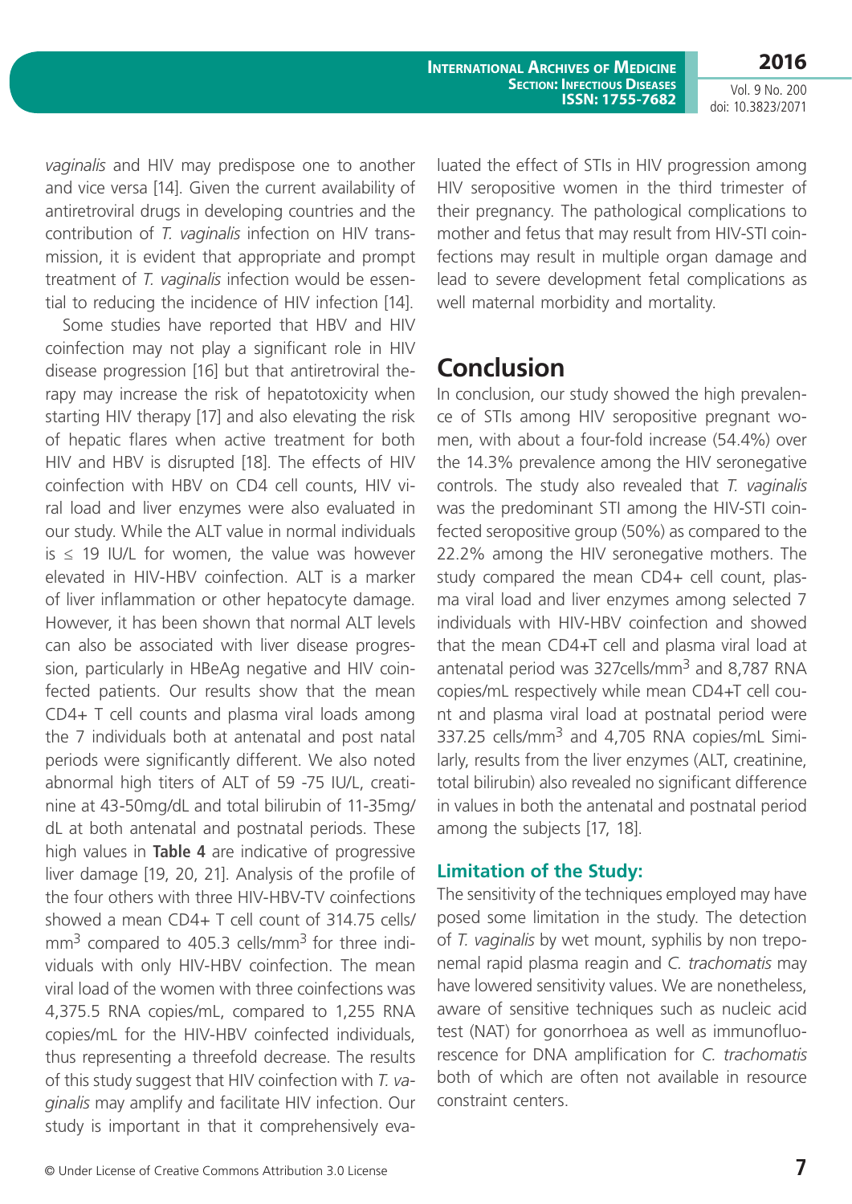*vaginalis* and HIV may predispose one to another and vice versa [14]. Given the current availability of antiretroviral drugs in developing countries and the contribution of *T. vaginalis* infection on HIV transmission, it is evident that appropriate and prompt treatment of *T. vaginalis* infection would be essential to reducing the incidence of HIV infection [14].

Some studies have reported that HBV and HIV coinfection may not play a significant role in HIV disease progression [16] but that antiretroviral therapy may increase the risk of hepatotoxicity when starting HIV therapy [17] and also elevating the risk of hepatic flares when active treatment for both HIV and HBV is disrupted [18]. The effects of HIV coinfection with HBV on CD4 cell counts, HIV viral load and liver enzymes were also evaluated in our study. While the ALT value in normal individuals is ≤ 19 IU/L for women, the value was however elevated in HIV-HBV coinfection. ALT is a marker of liver inflammation or other hepatocyte damage. However, it has been shown that normal ALT levels can also be associated with liver disease progression, particularly in HBeAg negative and HIV coinfected patients. Our results show that the mean CD4+ T cell counts and plasma viral loads among the 7 individuals both at antenatal and post natal periods were significantly different. We also noted abnormal high titers of ALT of 59 -75 IU/L, creatinine at 43-50mg/dL and total bilirubin of 11-35mg/dL at both antenatal and postnatal periods. These high values in **Table 4** are indicative of progressive liver damage [19, 20, 21]. Analysis of the profile of the four others with three HIV-HBV-TV coinfections showed a mean CD4+ T cell count of 314.75 cells/mm$^3$ compared to 405.3 cells/mm$^3$ for three individuals with only HIV-HBV coinfection. The mean viral load of the women with three coinfections was 4,375.5 RNA copies/mL, compared to 1,255 RNA copies/mL for the HIV-HBV coinfected individuals, thus representing a threefold decrease. The results of this study suggest that HIV coinfection with *T. vaginalis* may amplify and facilitate HIV infection. Our study is important in that it comprehensively evaluated the effect of STIs in HIV progression among HIV seropositive women in the third trimester of their pregnancy. The pathological complications to mother and fetus that may result from HIV-STI coinfections may result in multiple organ damage and lead to severe development fetal complications as well maternal morbidity and mortality.

## Conclusion

In conclusion, our study showed the high prevalence of STIs among HIV seropositive pregnant women, with about a four-fold increase (54.4%) over the 14.3% prevalence among the HIV seronegative controls. The study also revealed that *T. vaginalis* was the predominant STI among the HIV-STI coinfected seropositive group (50%) as compared to the 22.2% among the HIV seronegative mothers. The study compared the mean CD4+ cell count, plasma viral load and liver enzymes among selected 7 individuals with HIV-HBV coinfection and showed that the mean CD4+T cell and plasma viral load at antenatal period was 327cells/mm$^3$ and 8,787 RNA copies/mL respectively while mean CD4+T cell count and plasma viral load at postnatal period were 337.25 cells/mm$^3$ and 4,705 RNA copies/mL Similarly, results from the liver enzymes (ALT, creatinine, total bilirubin) also revealed no significant difference in values in both the antenatal and postnatal period among the subjects [17, 18].

### Limitation of the Study:

The sensitivity of the techniques employed may have posed some limitation in the study. The detection of *T. vaginalis* by wet mount, syphilis by non treponemal rapid plasma reagin and *C. trachomatis* may have lowered sensitivity values. We are nonetheless, aware of sensitive techniques such as nucleic acid test (NAT) for gonorrhoea as well as immunofluorescence for DNA amplification for *C. trachomatis* both of which are often not available in resource constraint centers.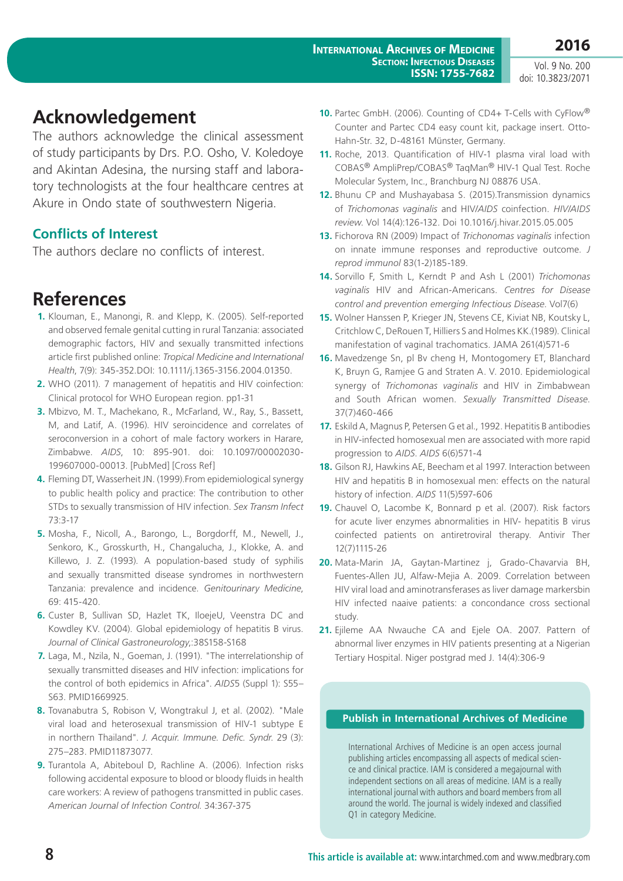## Acknowledgement

The authors acknowledge the clinical assessment of study participants by Drs. P.O. Osho, V. Koledoye and Akintan Adesina, the nursing staff and laboratory technologists at the four healthcare centres at Akure in Ondo state of southwestern Nigeria.

### Conflicts of Interest

The authors declare no conflicts of interest.

## References

1. Klouman, E., Manongi, R. and Klepp, K. (2005). Self-reported and observed female genital cutting in rural Tanzania: associated demographic factors, HIV and sexually transmitted infections article first published online: *Tropical Medicine and International Health*, 7(9): 345-352.DOI: 10.1111/j.1365-3156.2004.01350.
2. WHO (2011). 7 management of hepatitis and HIV coinfection: Clinical protocol for WHO European region. pp1-31
3. Mbizvo, M. T., Machekano, R., McFarland, W., Ray, S., Bassett, M, and Latif, A. (1996). HIV seroincidence and correlates of seroconversion in a cohort of male factory workers in Harare, Zimbabwe. *AIDS*, 10: 895-901. doi: 10.1097/00002030-199607000-00013. [PubMed] [Cross Ref]
4. Fleming DT, Wasserheit JN. (1999).From epidemiological synergy to public health policy and practice: The contribution to other STDs to sexually transmission of HIV infection. *Sex Transm Infect* 73:3-17
5. Mosha, F., Nicoll, A., Barongo, L., Borgdorff, M., Newell, J., Senkoro, K., Grosskurth, H., Changalucha, J., Klokke, A. and Killewo, J. Z. (1993). A population-based study of syphilis and sexually transmitted disease syndromes in northwestern Tanzania: prevalence and incidence. *Genitourinary Medicine*, 69: 415-420.
6. Custer B, Sullivan SD, Hazlet TK, IloejeU, Veenstra DC and Kowdley KV. (2004). Global epidemiology of hepatitis B virus. *Journal of Clinical Gastroneurology*,:38S158-S168
7. Laga, M., Nzila, N., Goeman, J. (1991). "The interrelationship of sexually transmitted diseases and HIV infection: implications for the control of both epidemics in Africa". *AIDS*5 (Suppl 1): S55–S63. PMID1669925.
8. Tovanabutra S, Robison V, Wongtrakul J, et al. (2002). "Male viral load and heterosexual transmission of HIV-1 subtype E in northern Thailand". *J. Acquir. Immune. Defic. Syndr.* 29 (3): 275–283. PMID11873077.
9. Turantola A, Abiteboul D, Rachline A. (2006). Infection risks following accidental exposure to blood or bloody fluids in health care workers: A review of pathogens transmitted in public cases. *American Journal of Infection Control.* 34:367-375
10. Partec GmbH. (2006). Counting of CD4+ T-Cells with CyFlow® Counter and Partec CD4 easy count kit, package insert. Otto-Hahn-Str. 32, D-48161 Münster, Germany.
11. Roche, 2013. Quantification of HIV-1 plasma viral load with COBAS® AmpliPrep/COBAS® TaqMan® HIV-1 Qual Test. Roche Molecular System, Inc., Branchburg NJ 08876 USA.
12. Bhunu CP and Mushayabasa S. (2015).Transmission dynamics of *Trichomonas vaginalis* and HIV/*AIDS* coinfection. *HIV/AIDS review.* Vol 14(4):126-132. Doi 10.1016/j.hivar.2015.05.005
13. Fichorova RN (2009) Impact of *Trichomonas vaginalis* infection on innate immune responses and reproductive outcome. *J reprod immunol* 83(1-2)185-189.
14. Sorvillo F, Smith L, Kerndt P and Ash L (2001) *Trichomonas vaginalis* HIV and African-Americans. *Centres for Disease control and prevention emerging Infectious Disease.* Vol7(6)
15. Wolner Hanssen P, Krieger JN, Stevens CE, Kiviat NB, Koutsky L, Critchlow C, DeRouen T, Hilliers S and Holmes KK.(1989). Clinical manifestation of vaginal trachomatics. JAMA 261(4)571-6
16. Mavedzenge Sn, pl Bv cheng H, Montogomery ET, Blanchard K, Bruyn G, Ramjee G and Straten A. V. 2010. Epidemiological synergy of *Trichomonas vaginalis* and HIV in Zimbabwean and South African women. *Sexually Transmitted Disease.* 37(7)460-466
17. Eskild A, Magnus P, Petersen G et al., 1992. Hepatitis B antibodies in HIV-infected homosexual men are associated with more rapid progression to *AIDS*. *AIDS* 6(6)571-4
18. Gilson RJ, Hawkins AE, Beecham et al 1997. Interaction between HIV and hepatitis B in homosexual men: effects on the natural history of infection. *AIDS* 11(5)597-606
19. Chauvel O, Lacombe K, Bonnard p et al. (2007). Risk factors for acute liver enzymes abnormalities in HIV- hepatitis B virus coinfected patients on antiretroviral therapy. Antivir Ther 12(7)1115-26
20. Mata-Marin JA, Gaytan-Martinez j, Grado-Chavarvia BH, Fuentes-Allen JU, Alfaw-Mejia A. 2009. Correlation between HIV viral load and aminotransferases as liver damage markersbin HIV infected naaive patients: a concondance cross sectional study.
21. Ejileme AA Nwauche CA and Ejele OA. 2007. Pattern of abnormal liver enzymes in HIV patients presenting at a Nigerian Tertiary Hospital. Niger postgrad med J. 14(4):306-9

**Publish in International Archives of Medicine**

International Archives of Medicine is an open access journal publishing articles encompassing all aspects of medical science and clinical practice. IAM is considered a megajournal with independent sections on all areas of medicine. IAM is a really international journal with authors and board members from all around the world. The journal is widely indexed and classified Q1 in category Medicine.

**This article is available at:** www.intarchmed.com and www.medbrary.com